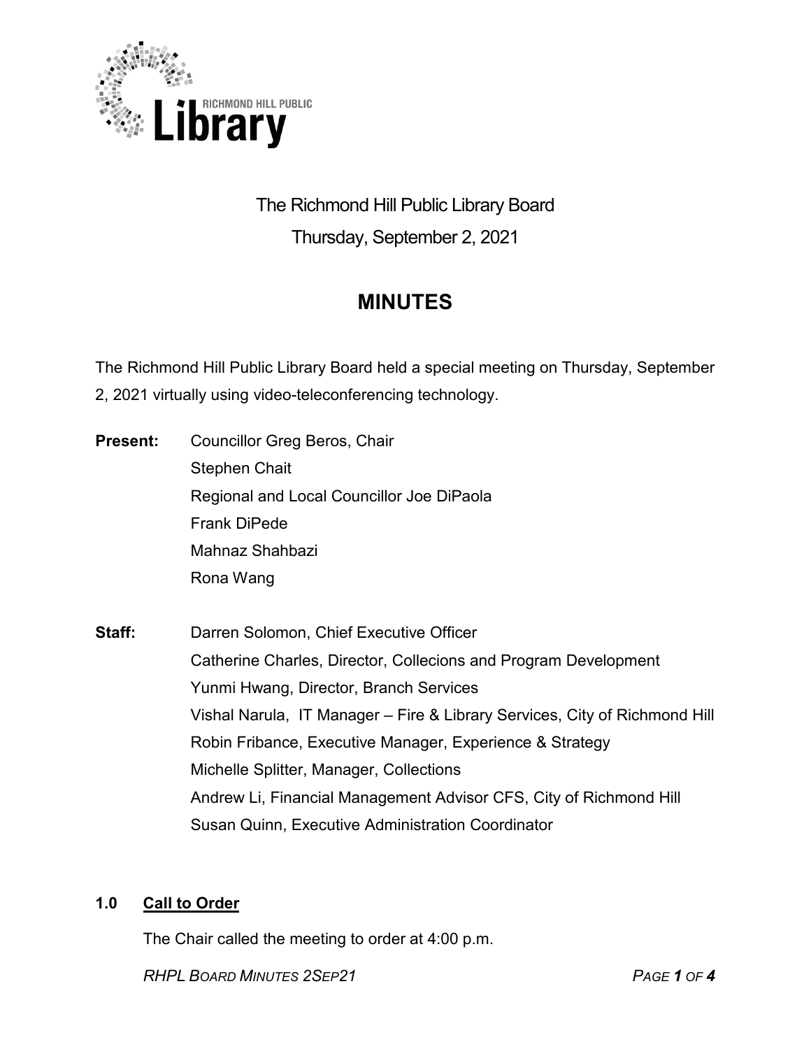# The Richmond Hill Public Library Board

Thursday, September 2, 2021

## MINUTES

The Richmond Hill Public Library Board held a special meeting on Thursday, September 2, 2021 virtually using video-teleconferencing technology.

**Present:**
Councillor Greg Beros, Chair
Stephen Chait
Regional and Local Councillor Joe DiPaola
Frank DiPede
Mahnaz Shahbazi
Rona Wang

**Staff:**
Darren Solomon, Chief Executive Officer
Catherine Charles, Director, Collecions and Program Development
Yunmi Hwang, Director, Branch Services
Vishal Narula, IT Manager – Fire & Library Services, City of Richmond Hill
Robin Fribance, Executive Manager, Experience & Strategy
Michelle Splitter, Manager, Collections
Andrew Li, Financial Management Advisor CFS, City of Richmond Hill
Susan Quinn, Executive Administration Coordinator

### 1.0 Call to Order

The Chair called the meeting to order at 4:00 p.m.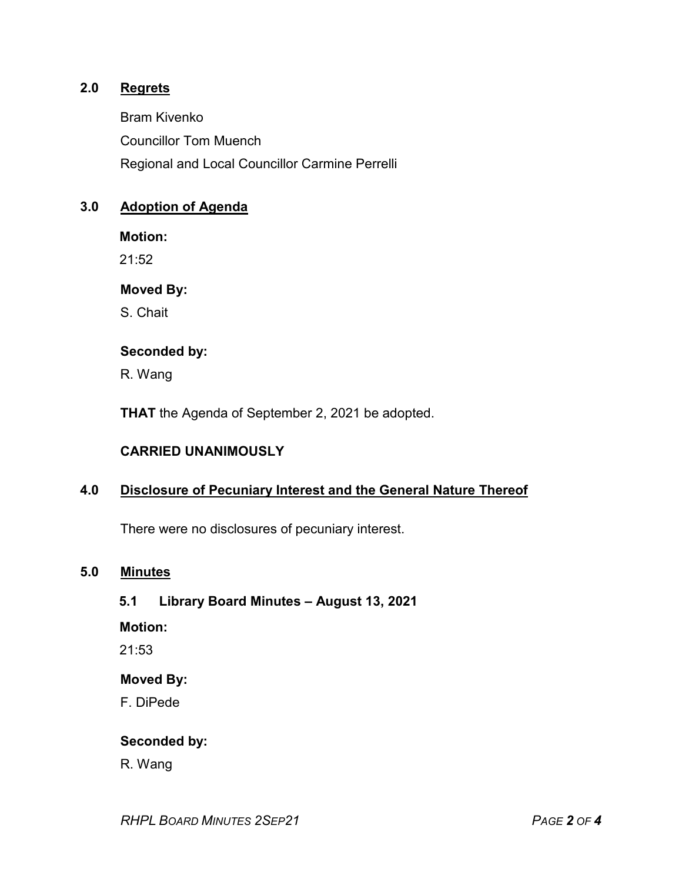## 2.0 Regrets

Bram Kivenko

Councillor Tom Muench

Regional and Local Councillor Carmine Perrelli

## 3.0 Adoption of Agenda

**Motion:**

21:52

**Moved By:**

S. Chait

**Seconded by:**

R. Wang

**THAT** the Agenda of September 2, 2021 be adopted.

**CARRIED UNANIMOUSLY**

## 4.0 Disclosure of Pecuniary Interest and the General Nature Thereof

There were no disclosures of pecuniary interest.

## 5.0 Minutes

### 5.1 Library Board Minutes – August 13, 2021

**Motion:**

21:53

**Moved By:**

F. DiPede

**Seconded by:**

R. Wang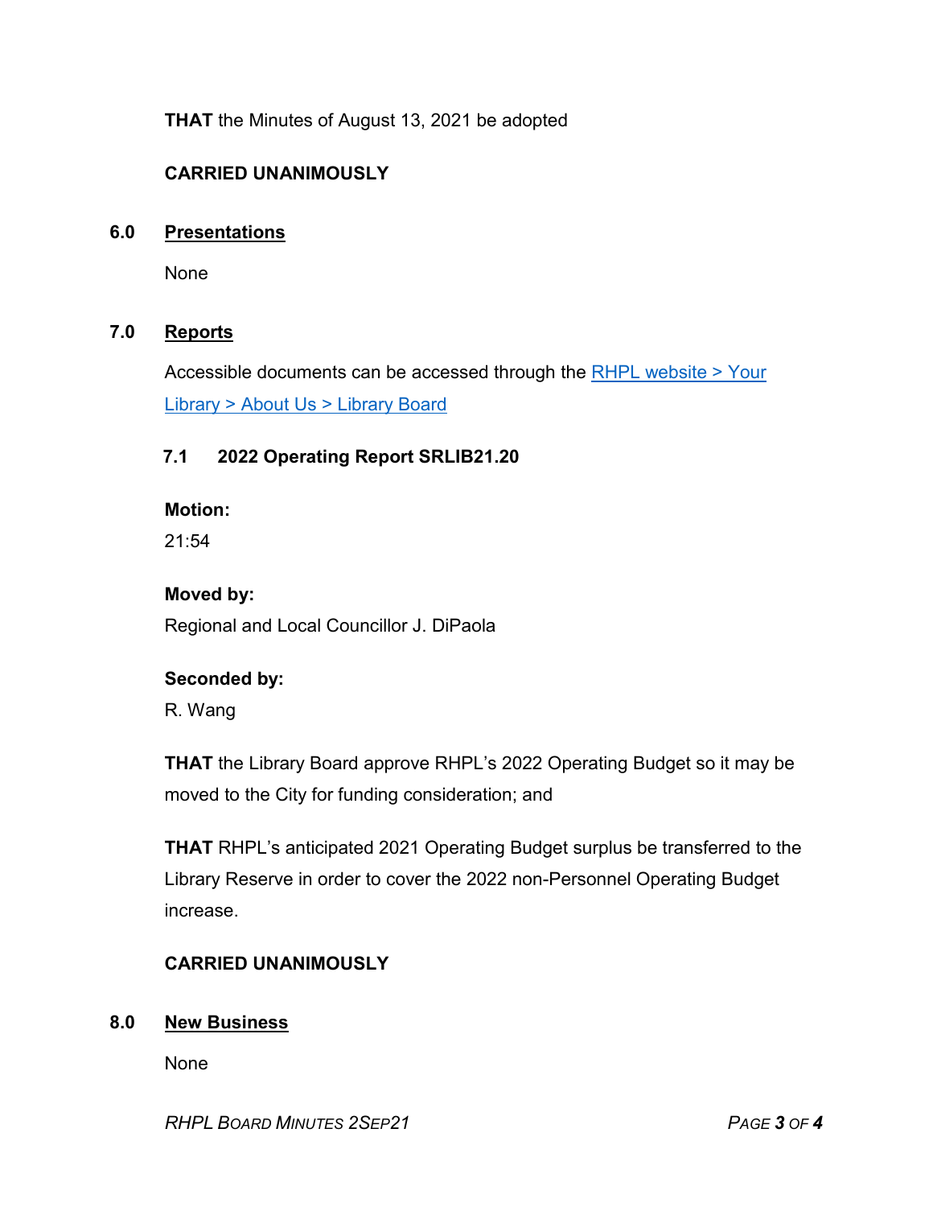**THAT** the Minutes of August 13, 2021 be adopted

**CARRIED UNANIMOUSLY**

## 6.0 Presentations

None

## 7.0 Reports

Accessible documents can be accessed through the [RHPL website > Your Library > About Us > Library Board]

### 7.1 2022 Operating Report SRLIB21.20

**Motion:**
21:54

**Moved by:**
Regional and Local Councillor J. DiPaola

**Seconded by:**
R. Wang

**THAT** the Library Board approve RHPL's 2022 Operating Budget so it may be moved to the City for funding consideration; and

**THAT** RHPL's anticipated 2021 Operating Budget surplus be transferred to the Library Reserve in order to cover the 2022 non-Personnel Operating Budget increase.

**CARRIED UNANIMOUSLY**

## 8.0 New Business

None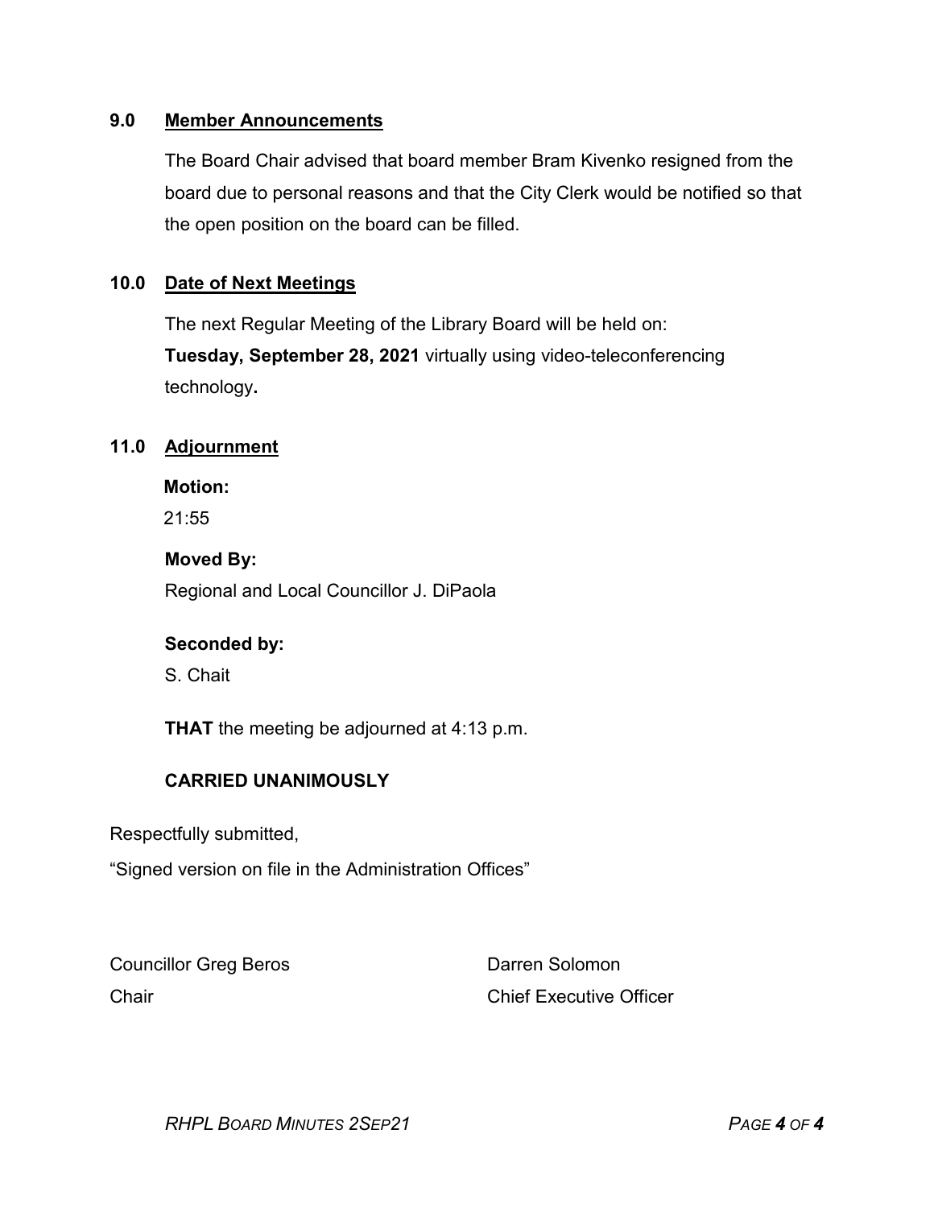## 9.0 Member Announcements

The Board Chair advised that board member Bram Kivenko resigned from the board due to personal reasons and that the City Clerk would be notified so that the open position on the board can be filled.

## 10.0 Date of Next Meetings

The next Regular Meeting of the Library Board will be held on:
**Tuesday, September 28, 2021** virtually using video-teleconferencing technology**.**

## 11.0 Adjournment

**Motion:**
21:55

**Moved By:**
Regional and Local Councillor J. DiPaola

**Seconded by:**
S. Chait

**THAT** the meeting be adjourned at 4:13 p.m.

**CARRIED UNANIMOUSLY**

Respectfully submitted,

"Signed version on file in the Administration Offices"

| | |
|---|---|
| Councillor Greg Beros | Darren Solomon |
| Chair | Chief Executive Officer |